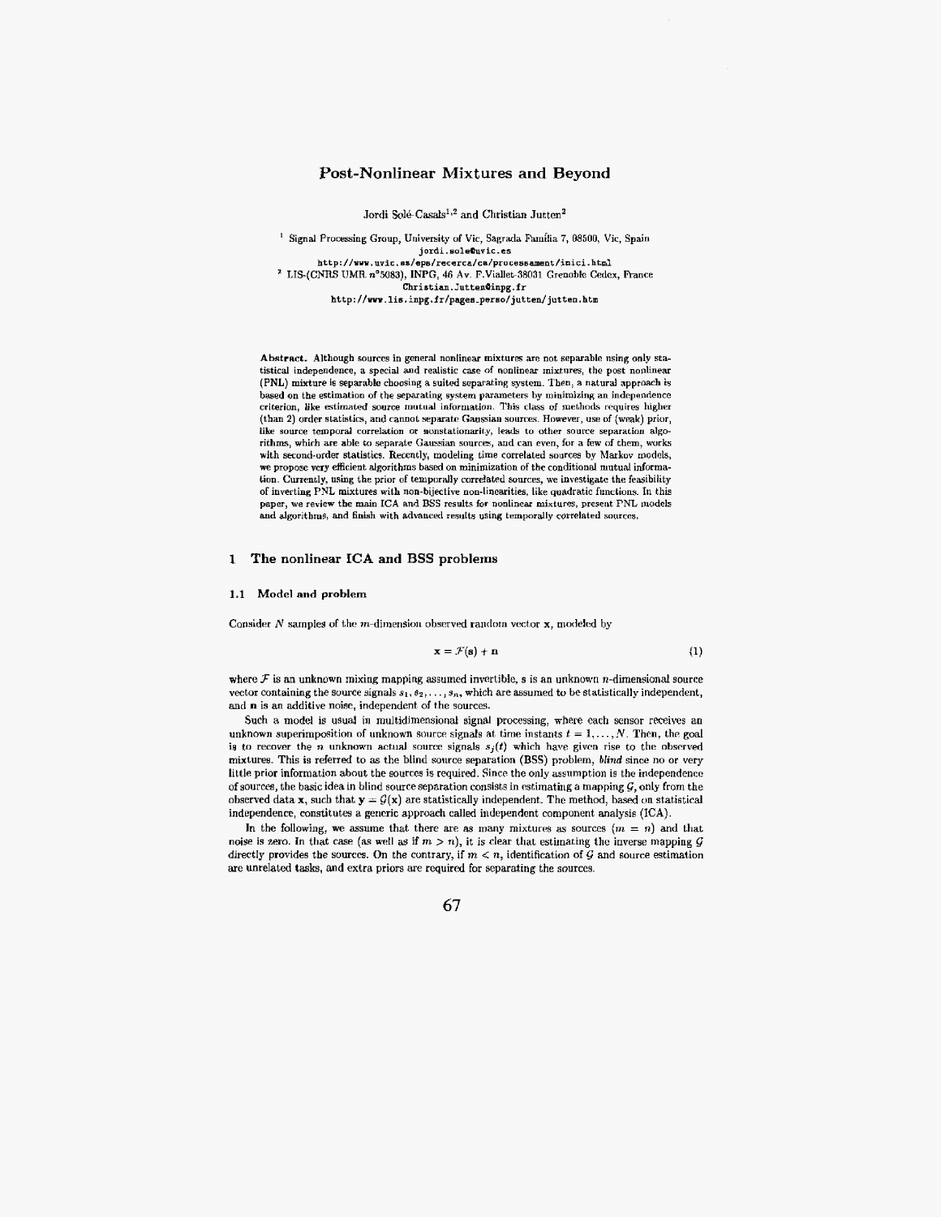# Post-Nonlinear Mixtures and Beyond

Jordi Solé-Casals[1,2] and Christian Jutten[2]

[1] Signal Processing Group, University of Vic, Sagrada Família 7, 08500, Vic, Spain
jordi.sole@uvic.es
http://www.uvic.es/eps/recerca/ca/processament/inici.html

[2] LIS-(CNRS UMR n°5083), INPG, 46 Av. F.Viallet-38031 Grenoble Cedex, France
Christian.Jutten@inpg.fr
http://www.lis.inpg.fr/pages_perso/jutten/jutten.htm

**Abstract.** Although sources in general nonlinear mixtures are not separable using only statistical independence, a special and realistic case of nonlinear mixtures, the post nonlinear (PNL) mixture is separable choosing a suited separating system. Then, a natural approach is based on the estimation of the separating system parameters by minimizing an independence criterion, like estimated source mutual information. This class of methods requires higher (than 2) order statistics, and cannot separate Gaussian sources. However, use of (weak) prior, like source temporal correlation or nonstationarity, leads to other source separation algorithms, which are able to separate Gaussian sources, and can even, for a few of them, works with second-order statistics. Recently, modeling time correlated sources by Markov models, we propose very efficient algorithms based on minimization of the conditional mutual information. Currently, using the prior of temporally correlated sources, we investigate the feasibility of inverting PNL mixtures with non-bijective non-linearities, like quadratic functions. In this paper, we review the main ICA and BSS results for nonlinear mixtures, present PNL models and algorithms, and finish with advanced results using temporally correlated sources.

## 1 The nonlinear ICA and BSS problems

### 1.1 Model and problem

Consider $N$ samples of the $m$-dimension observed random vector $\mathbf{x}$, modeled by

$$\mathbf{x} = \mathcal{F}(\mathbf{s}) + \mathbf{n} \tag{1}$$

where $\mathcal{F}$ is an unknown mixing mapping assumed invertible, $\mathbf{s}$ is an unknown $n$-dimensional source vector containing the source signals $s_1, s_2, \ldots, s_n$, which are assumed to be statistically independent, and $\mathbf{n}$ is an additive noise, independent of the sources.

Such a model is usual in multidimensional signal processing, where each sensor receives an unknown superimposition of unknown source signals at time instants $t = 1, \ldots, N$. Then, the goal is to recover the $n$ unknown actual source signals $s_j(t)$ which have given rise to the observed mixtures. This is referred to as the blind source separation (BSS) problem, *blind* since no or very little prior information about the sources is required. Since the only assumption is the independence of sources, the basic idea in blind source separation consists in estimating a mapping $\mathcal{G}$, only from the observed data $\mathbf{x}$, such that $\mathbf{y} = \mathcal{G}(\mathbf{x})$ are statistically independent. The method, based on statistical independence, constitutes a generic approach called independent component analysis (ICA).

In the following, we assume that there are as many mixtures as sources ($m = n$) and that noise is zero. In that case (as well as if $m > n$), it is clear that estimating the inverse mapping $\mathcal{G}$ directly provides the sources. On the contrary, if $m < n$, identification of $\mathcal{G}$ and source estimation are unrelated tasks, and extra priors are required for separating the sources.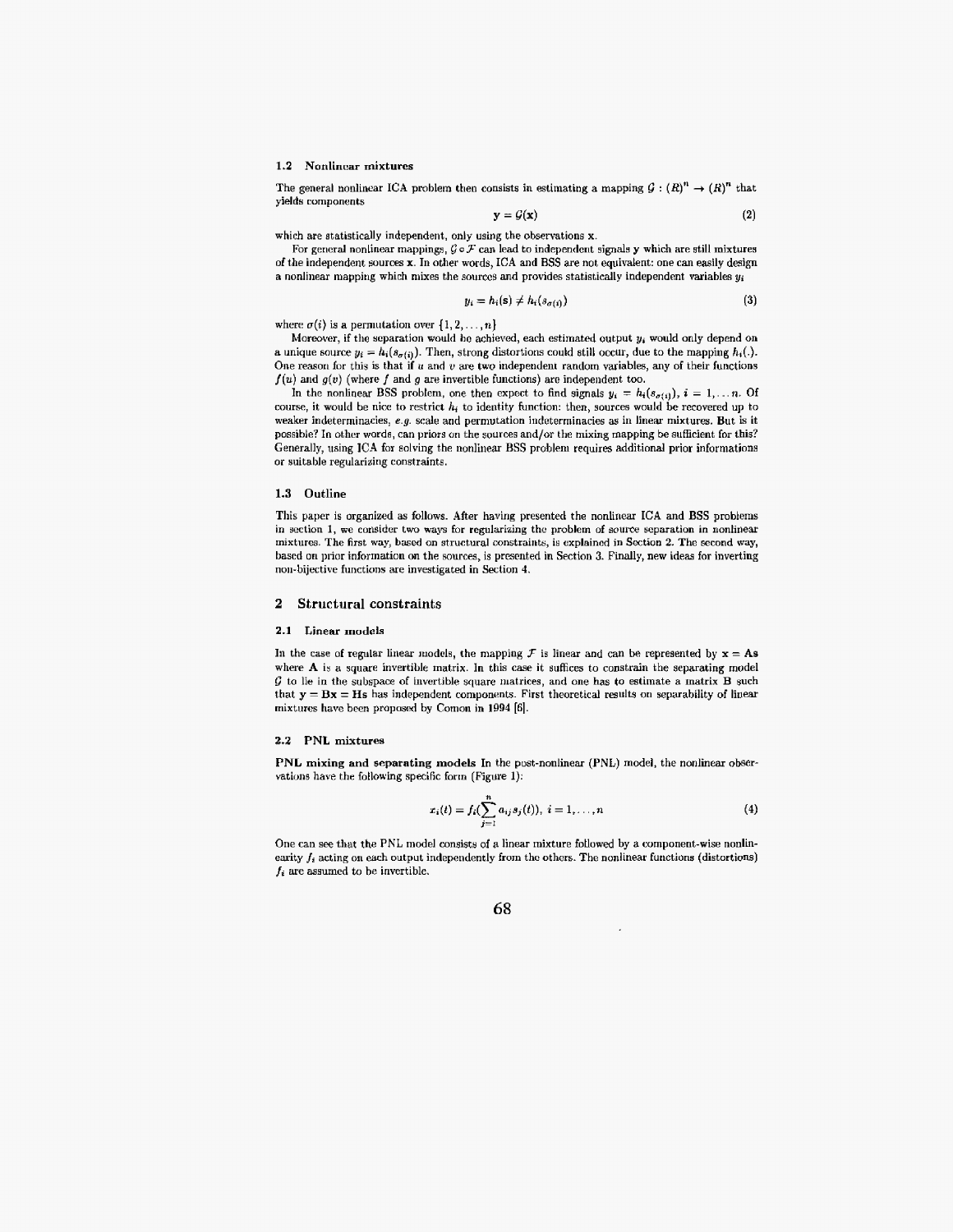### 1.2 Nonlinear mixtures

The general nonlinear ICA problem then consists in estimating a mapping $\mathcal{G} : (R)^n \rightarrow (R)^n$ that yields components

$$\mathbf{y} = \mathcal{G}(\mathbf{x}) \tag{2}$$

which are statistically independent, only using the observations $\mathbf{x}$.

For general nonlinear mappings, $\mathcal{G} \circ \mathcal{F}$ can lead to independent signals $\mathbf{y}$ which are still mixtures of the independent sources $\mathbf{x}$. In other words, ICA and BSS are not equivalent: one can easily design a nonlinear mapping which mixes the sources and provides statistically independent variables $y_i$

$$y_i = h_i(\mathbf{s}) \neq h_i(s_{\sigma(i)}) \tag{3}$$

where $\sigma(i)$ is a permutation over $\{1, 2, \ldots, n\}$

Moreover, if the separation would be achieved, each estimated output $y_i$ would only depend on a unique source $y_i = h_i(s_{\sigma(i)})$. Then, strong distortions could still occur, due to the mapping $h_i(.)$. One reason for this is that if $u$ and $v$ are two independent random variables, any of their functions $f(u)$ and $g(v)$ (where $f$ and $g$ are invertible functions) are independent too.

In the nonlinear BSS problem, one then expect to find signals $y_i = h_i(s_{\sigma(i)})$, $i = 1, \ldots n$. Of course, it would be nice to restrict $h_i$ to identity function: then, sources would be recovered up to weaker indeterminacies, *e.g.* scale and permutation indeterminacies as in linear mixtures. But is it possible? In other words, can priors on the sources and/or the mixing mapping be sufficient for this? Generally, using ICA for solving the nonlinear BSS problem requires additional prior informations or suitable regularizing constraints.

### 1.3 Outline

This paper is organized as follows. After having presented the nonlinear ICA and BSS problems in section 1, we consider two ways for regularizing the problem of source separation in nonlinear mixtures. The first way, based on structural constraints, is explained in Section 2. The second way, based on prior information on the sources, is presented in Section 3. Finally, new ideas for inverting non-bijective functions are investigated in Section 4.

## 2 Structural constraints

### 2.1 Linear models

In the case of regular linear models, the mapping $\mathcal{F}$ is linear and can be represented by $\mathbf{x} = \mathbf{As}$ where $\mathbf{A}$ is a square invertible matrix. In this case it suffices to constrain the separating model $\mathcal{G}$ to lie in the subspace of invertible square matrices, and one has to estimate a matrix $\mathbf{B}$ such that $\mathbf{y} = \mathbf{Bx} = \mathbf{Hs}$ has independent components. First theoretical results on separability of linear mixtures have been proposed by Comon in 1994 [6].

### 2.2 PNL mixtures

**PNL mixing and separating models** In the post-nonlinear (PNL) model, the nonlinear observations have the following specific form (Figure 1):

$$x_i(t) = f_i\left(\sum_{j=1}^{n} a_{ij} s_j(t)\right), \; i = 1, \ldots, n \tag{4}$$

One can see that the PNL model consists of a linear mixture followed by a component-wise nonlinearity $f_i$ acting on each output independently from the others. The nonlinear functions (distortions) $f_i$ are assumed to be invertible.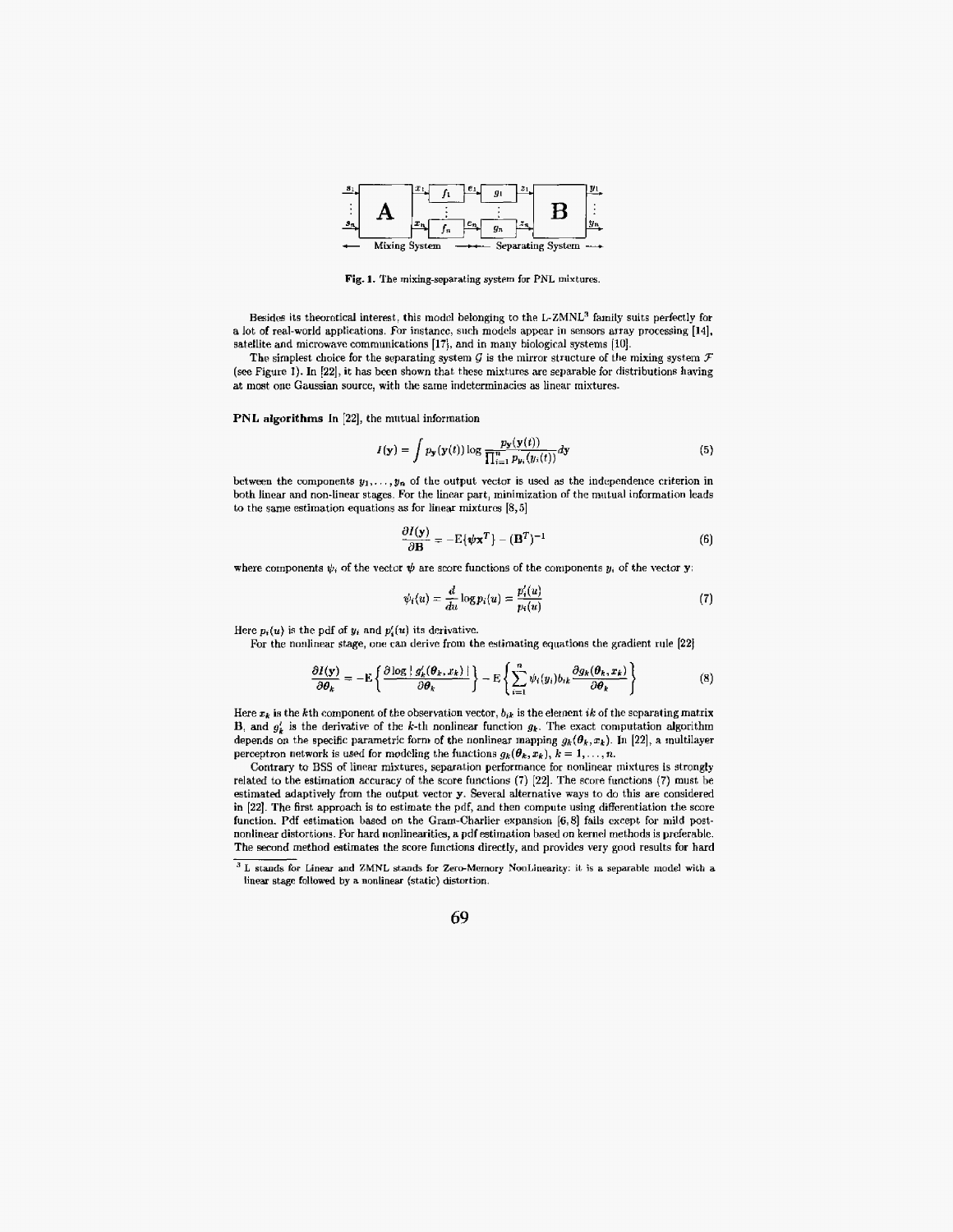Fig. 1. The mixing-separating system for PNL mixtures.

Besides its theoretical interest, this model belonging to the L-ZMNL[3] family suits perfectly for a lot of real-world applications. For instance, such models appear in sensors array processing [14], satellite and microwave communications [17], and in many biological systems [10].

The simplest choice for the separating system $\mathcal{G}$ is the mirror structure of the mixing system $\mathcal{F}$ (see Figure 1). In [22], it has been shown that these mixtures are separable for distributions having at most one Gaussian source, with the same indeterminacies as linear mixtures.

**PNL algorithms** In [22], the mutual information

$$I(\mathbf{y}) = \int p_{\mathbf{y}}(\mathbf{y}(t)) \log \frac{p_{\mathbf{y}}(\mathbf{y}(t))}{\prod_{i=1}^{n} p_{y_i}(y_i(t))} d\mathbf{y} \tag{5}$$

between the components $y_1, \ldots, y_n$ of the output vector is used as the independence criterion in both linear and non-linear stages. For the linear part, minimization of the mutual information leads to the same estimation equations as for linear mixtures [8, 5]

$$\frac{\partial I(\mathbf{y})}{\partial \mathbf{B}} = -\mathrm{E}\{\boldsymbol{\psi}\mathbf{x}^T\} - (\mathbf{B}^T)^{-1} \tag{6}$$

where components $\psi_i$ of the vector $\boldsymbol{\psi}$ are score functions of the components $y_i$ of the vector $\mathbf{y}$:

$$\psi_i(u) = \frac{d}{du} \log p_i(u) = \frac{p_i'(u)}{p_i(u)} \tag{7}$$

Here $p_i(u)$ is the pdf of $y_i$ and $p_i'(u)$ its derivative.

For the nonlinear stage, one can derive from the estimating equations the gradient rule [22]

$$\frac{\partial I(\mathbf{y})}{\partial \boldsymbol{\theta}_k} = -\mathrm{E}\left\{\frac{\partial \log |\, g_k'(\boldsymbol{\theta}_k, x_k)\,|}{\partial \boldsymbol{\theta}_k}\right\} - \mathrm{E}\left\{\sum_{i=1}^{n} \psi_i(y_i) b_{ik} \frac{\partial g_k(\boldsymbol{\theta}_k, x_k)}{\partial \boldsymbol{\theta}_k}\right\} \tag{8}$$

Here $x_k$ is the $k$th component of the observation vector, $b_{ik}$ is the element $ik$ of the separating matrix $\mathbf{B}$, and $g_k'$ is the derivative of the $k$-th nonlinear function $g_k$. The exact computation algorithm depends on the specific parametric form of the nonlinear mapping $g_k(\boldsymbol{\theta}_k, x_k)$. In [22], a multilayer perceptron network is used for modeling the functions $g_k(\boldsymbol{\theta}_k, x_k)$, $k = 1, \ldots, n$.

Contrary to BSS of linear mixtures, separation performance for nonlinear mixtures is strongly related to the estimation accuracy of the score functions (7) [22]. The score functions (7) must be estimated adaptively from the output vector $\mathbf{y}$. Several alternative ways to do this are considered in [22]. The first approach is to estimate the pdf, and then compute using differentiation the score function. Pdf estimation based on the Gram-Charlier expansion [6, 8] fails except for mild post-nonlinear distortions. For hard nonlinearities, a pdf estimation based on kernel methods is preferable. The second method estimates the score functions directly, and provides very good results for hard

[3] L stands for Linear and ZMNL stands for Zero-Memory NonLinearity: it is a separable model with a linear stage followed by a nonlinear (static) distortion.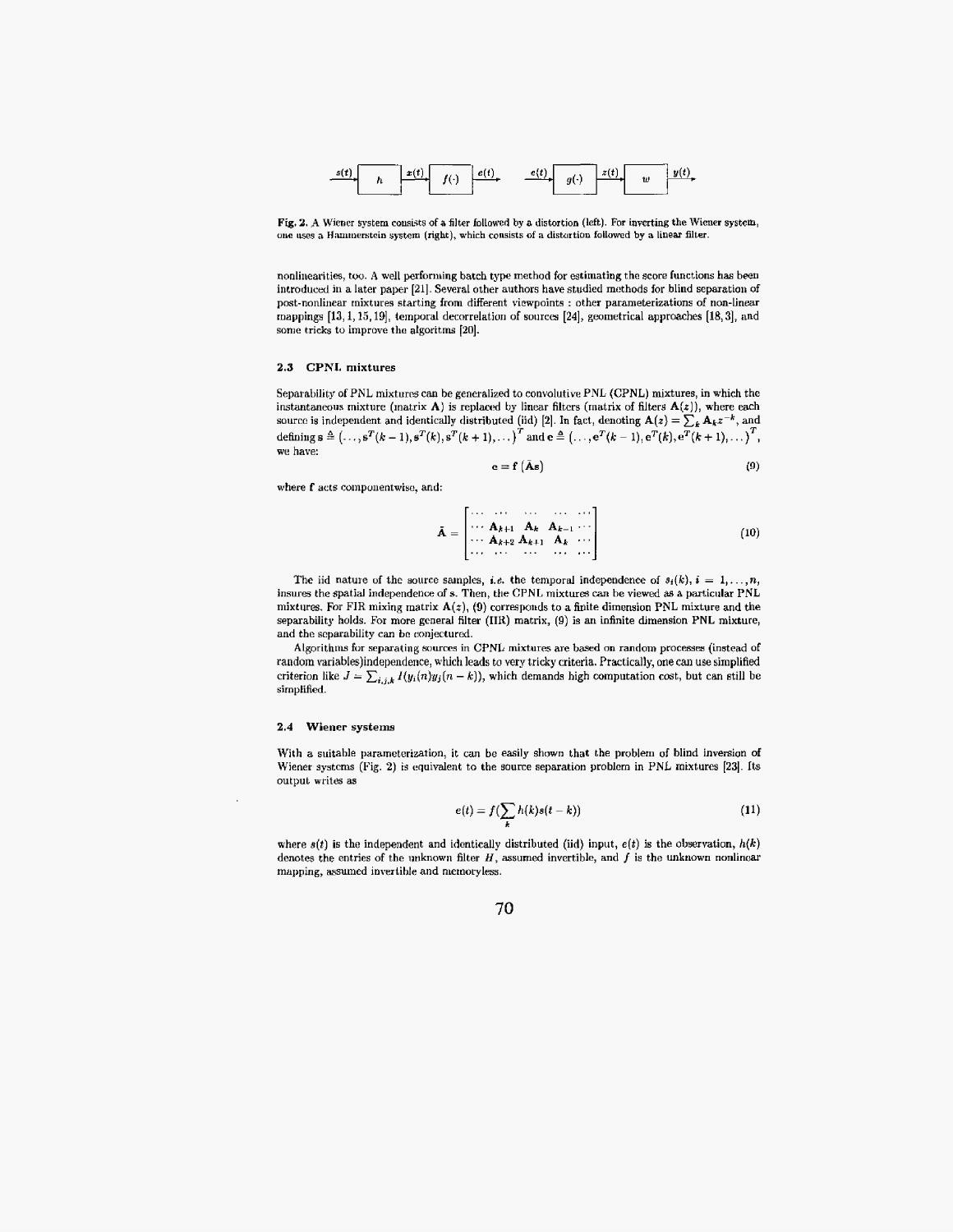Fig. 2. A Wiener system consists of a filter followed by a distortion (left). For inverting the Wiener system, one uses a Hammerstein system (right), which consists of a distortion followed by a linear filter.

nonlinearities, too. A well performing batch type method for estimating the score functions has been introduced in a later paper [21]. Several other authors have studied methods for blind separation of post-nonlinear mixtures starting from different viewpoints : other parameterizations of non-linear mappings [13, 1, 15, 19], temporal decorrelation of sources [24], geometrical approaches [18, 3], and some tricks to improve the algoritms [20].

### 2.3 CPNL mixtures

Separability of PNL mixtures can be generalized to convolutive PNL (CPNL) mixtures, in which the instantaneous mixture (matrix $\mathbf{A}$) is replaced by linear filters (matrix of filters $\mathbf{A}(z)$), where each source is independent and identically distributed (iid) [2]. In fact, denoting $\mathbf{A}(z) = \sum_k \mathbf{A}_k z^{-k}$, and defining $\mathbf{s} \triangleq (\ldots, \mathbf{s}^T(k-1), \mathbf{s}^T(k), \mathbf{s}^T(k+1), \ldots)^T$ and $\mathbf{e} \triangleq (\ldots, \mathbf{e}^T(k-1), \mathbf{e}^T(k), \mathbf{e}^T(k+1), \ldots)^T$, we have:

$$\mathbf{e} = \mathbf{f}\left(\bar{\mathbf{A}}\mathbf{s}\right) \tag{9}$$

where $\mathbf{f}$ acts componentwise, and:

$$\bar{\mathbf{A}} = \begin{bmatrix} \cdots & \cdots & \cdots & \cdots & \cdots \\ \cdots & \mathbf{A}_{k+1} & \mathbf{A}_k & \mathbf{A}_{k-1} & \cdots \\ \cdots & \mathbf{A}_{k+2} & \mathbf{A}_{k+1} & \mathbf{A}_k & \cdots \\ \cdots & \cdots & \cdots & \cdots & \cdots \end{bmatrix} \tag{10}$$

The iid nature of the source samples, *i.e.* the temporal independence of $s_i(k), i = 1, \ldots, n$, insures the spatial independence of $\mathbf{s}$. Then, the CPNL mixtures can be viewed as a particular PNL mixtures. For FIR mixing matrix $\mathbf{A}(z)$, (9) corresponds to a finite dimension PNL mixture and the separability holds. For more general filter (IIR) matrix, (9) is an infinite dimension PNL mixture, and the separability can be conjectured.

Algorithms for separating sources in CPNL mixtures are based on random processes (instead of random variables)independence, which leads to very tricky criteria. Practically, one can use simplified criterion like $J = \sum_{i,j,k} I(y_i(n) y_j(n-k))$, which demands high computation cost, but can still be simplified.

### 2.4 Wiener systems

With a suitable parameterization, it can be easily shown that the problem of blind inversion of Wiener systems (Fig. 2) is equivalent to the source separation problem in PNL mixtures [23]. Its output writes as

$$e(t) = f\left(\sum_k h(k)s(t-k)\right) \tag{11}$$

where $s(t)$ is the independent and identically distributed (iid) input, $e(t)$ is the observation, $h(k)$ denotes the entries of the unknown filter $H$, assumed invertible, and $f$ is the unknown nonlinear mapping, assumed invertible and memoryless.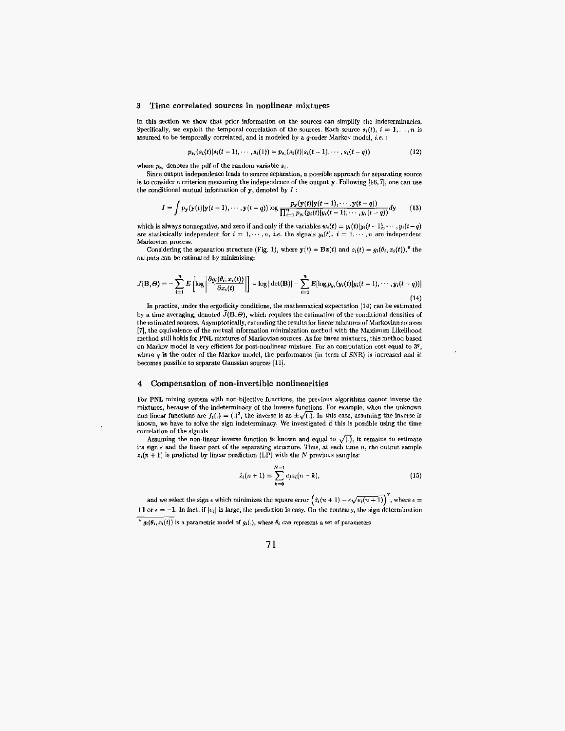## 3 Time correlated sources in nonlinear mixtures

In this section we show that prior information on the sources can simplify the indeterminacies. Specifically, we exploit the temporal correlation of the sources. Each source $s_i(t)$, $i = 1, \ldots, n$ is assumed to be temporally correlated, and is modeled by a $q$-order Markov model, *i.e.* :

$$p_{s_i}(s_i(t)|s_i(t-1), \cdots, s_i(1)) = p_{s_i}(s_i(t)|s_i(t-1), \cdots, s_i(t-q)) \tag{12}$$

where $p_{s_i}$ denotes the pdf of the random variable $s_i$.

Since output independence leads to source separation, a possible approach for separating source is to consider a criterion measuring the independence of the output $\mathbf{y}$. Following [16, 7], one can use the conditional mutual information of $\mathbf{y}$, denoted by $I$ :

$$I = \int p_{\mathbf{y}}(\mathbf{y}(t)|\mathbf{y}(t-1), \cdots, \mathbf{y}(t-q)) \log \frac{p_{\mathbf{y}}(\mathbf{y}(t)|\mathbf{y}(t-1), \cdots, \mathbf{y}(t-q))}{\prod_{i=1}^{n} p_{y_i}(y_i(t)|y_i(t-1), \cdots, y_i(t-q))} d\mathbf{y} \tag{13}$$

which is always nonnegative, and zero if and only if the variables $w_i(t) = y_i(t)|y_i(t-1), \cdots, y_i(t-q)$ are statistically independent for $i = 1, \cdots, n$, *i.e.* the signals $y_i(t)$, $i = 1, \cdots, n$ are independent Markovian process.

Considering the separation structure (Fig. 1), where $\mathbf{y}(t) = \mathbf{B}\mathbf{z}(t)$ and $z_i(t) = g_i(\theta_i, x_i(t))$,[4] the outputs can be estimated by minimizing:

$$J(\mathbf{B}, \Theta) = -\sum_{i=1}^{n} E\left[\log\left|\frac{\partial g_i(\theta_i, x_i(t))}{\partial x_i(t)}\right|\right] - \log|\det(\mathbf{B})| - \sum_{i=1}^{n} E[\log p_{y_i}(y_i(t)|y_i(t-1), \cdots, y_i(t-q))] \tag{14}$$

In practice, under the ergodicity conditions, the mathematical expectation (14) can be estimated by a time averaging, denoted $\hat{J}(\mathbf{B}, \Theta)$, which requires the estimation of the conditional densities of the estimated sources. Asymptotically, extending the results for linear mixtures of Markovian sources [7], the equivalence of the mutual information minimization method with the Maximum Likelihood method still holds for PNL mixtures of Markovian sources. As for linear mixtures, this method based on Markov model is very efficient for post-nonlinear mixture. For an computation cost equal to $3^q$, where $q$ is the order of the Markov model, the performance (in term of SNR) is increased and it becomes possible to separate Gaussian sources [11].

## 4 Compensation of non-invertible nonlinearities

For PNL mixing system with non-bijective functions, the previous algorithms cannot inverse the mixtures, because of the indeterminacy of the inverse functions. For example, when the unknown non-linear functions are $f_i(.) = (.)^2$, the inverse is as $\pm\sqrt{(.)}$. In this case, assuming the inverse is known, we have to solve the sign indeterminacy. We investigated if this is possible using the time correlation of the signals.

Assuming the non-linear inverse function is known and equal to $\sqrt{(.)}$, it remains to estimate its sign $\epsilon$ and the linear part of the separating structure. Thus, at each time $n$, the output sample $z_i(n+1)$ is predicted by linear prediction (LP) with the $N$ previous samples:

$$\hat{z}_i(n+1) = \sum_{k=0}^{N-1} c_j z_i(n-k), \tag{15}$$

and we select the sign $\epsilon$ which minimizes the square error $\left(\hat{z}_i(n+1) - \epsilon\sqrt{e_i(n+1)}\right)^2$, where $\epsilon = +1$ or $\epsilon = -1$. In fact, if $|e_i|$ is large, the prediction is easy. On the contrary, the sign determination

[4] $g_i(\theta_i, x_i(t))$ is a parametric model of $g_i(.)$, where $\theta_i$ can represent a set of parameters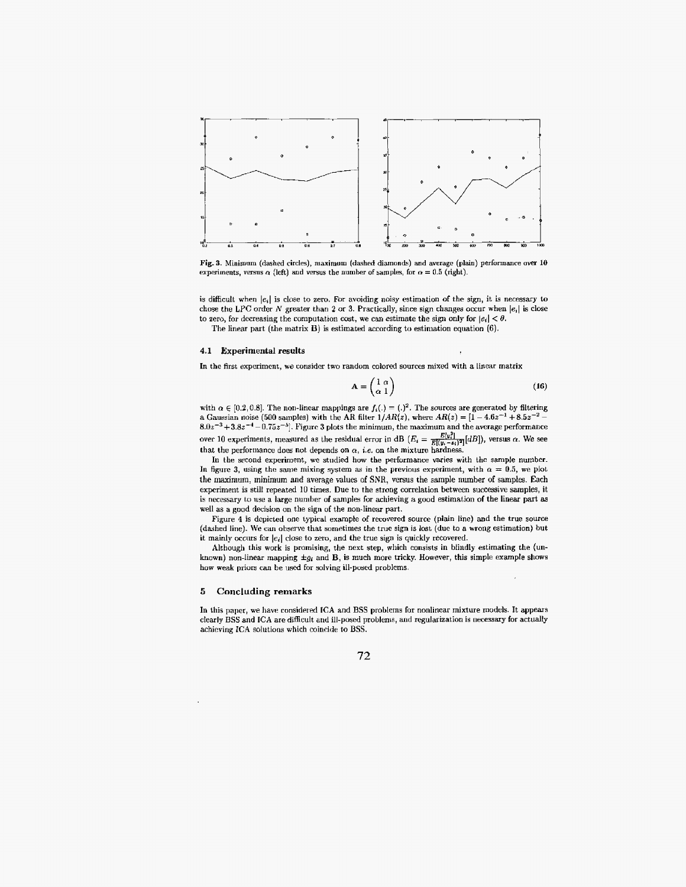**Fig. 3.** Minimum (dashed circles), maximum (dashed diamonds) and average (plain) performance over 10 experiments, versus $\alpha$ (left) and versus the number of samples, for $\alpha = 0.5$ (right).

is difficult when $|e_i|$ is close to zero. For avoiding noisy estimation of the sign, it is necessary to chose the LPC order $N$ greater than 2 or 3. Practically, since sign changes occur when $|e_i|$ is close to zero, for decreasing the computation cost, we can estimate the sign only for $|e_i| < \theta$.

The linear part (the matrix $\mathbf{B}$) is estimated according to estimation equation (6).

### 4.1 Experimental results

In the first experiment, we consider two random colored sources mixed with a linear matrix

$$\mathbf{A} = \begin{pmatrix} 1 & \alpha \\ \alpha & 1 \end{pmatrix} \tag{16}$$

with $\alpha \in [0.2, 0.8]$. The non-linear mappings are $f_i(.) = (.)^2$. The sources are generated by filtering a Gaussian noise (500 samples) with the AR filter $1/AR(z)$, where $AR(z) = [1 - 4.6z^{-1} + 8.5z^{-2} - 8.0z^{-3} + 3.8z^{-4} - 0.75z^{-5}]$. Figure 3 plots the minimum, the maximum and the average performance over 10 experiments, measured as the residual error in dB ($E_i = \frac{E[y_i^2]}{E[(y_i - s_i)^2]}[dB]$), versus $\alpha$. We see that the performance does not depends on $\alpha$, *i.e.* on the mixture hardness.

In the second experiment, we studied how the performance varies with the sample number. In figure 3, using the same mixing system as in the previous experiment, with $\alpha = 0.5$, we plot the maximum, minimum and average values of SNR, versus the sample number of samples. Each experiment is still repeated 10 times. Due to the strong correlation between successive samples, it is necessary to use a large number of samples for achieving a good estimation of the linear part as well as a good decision on the sign of the non-linear part.

Figure 4 is depicted one typical example of recovered source (plain line) and the true source (dashed line). We can observe that sometimes the true sign is lost (due to a wrong estimation) but it mainly occurs for $|e_i|$ close to zero, and the true sign is quickly recovered.

Although this work is promising, the next step, which consists in blindly estimating the (unknown) non-linear mapping $\pm g_i$ and $\mathbf{B}$, is much more tricky. However, this simple example shows how weak priors can be used for solving ill-posed problems.

## 5 Concluding remarks

In this paper, we have considered ICA and BSS problems for nonlinear mixture models. It appears clearly BSS and ICA are difficult and ill-posed problems, and regularization is necessary for actually achieving ICA solutions which coincide to BSS.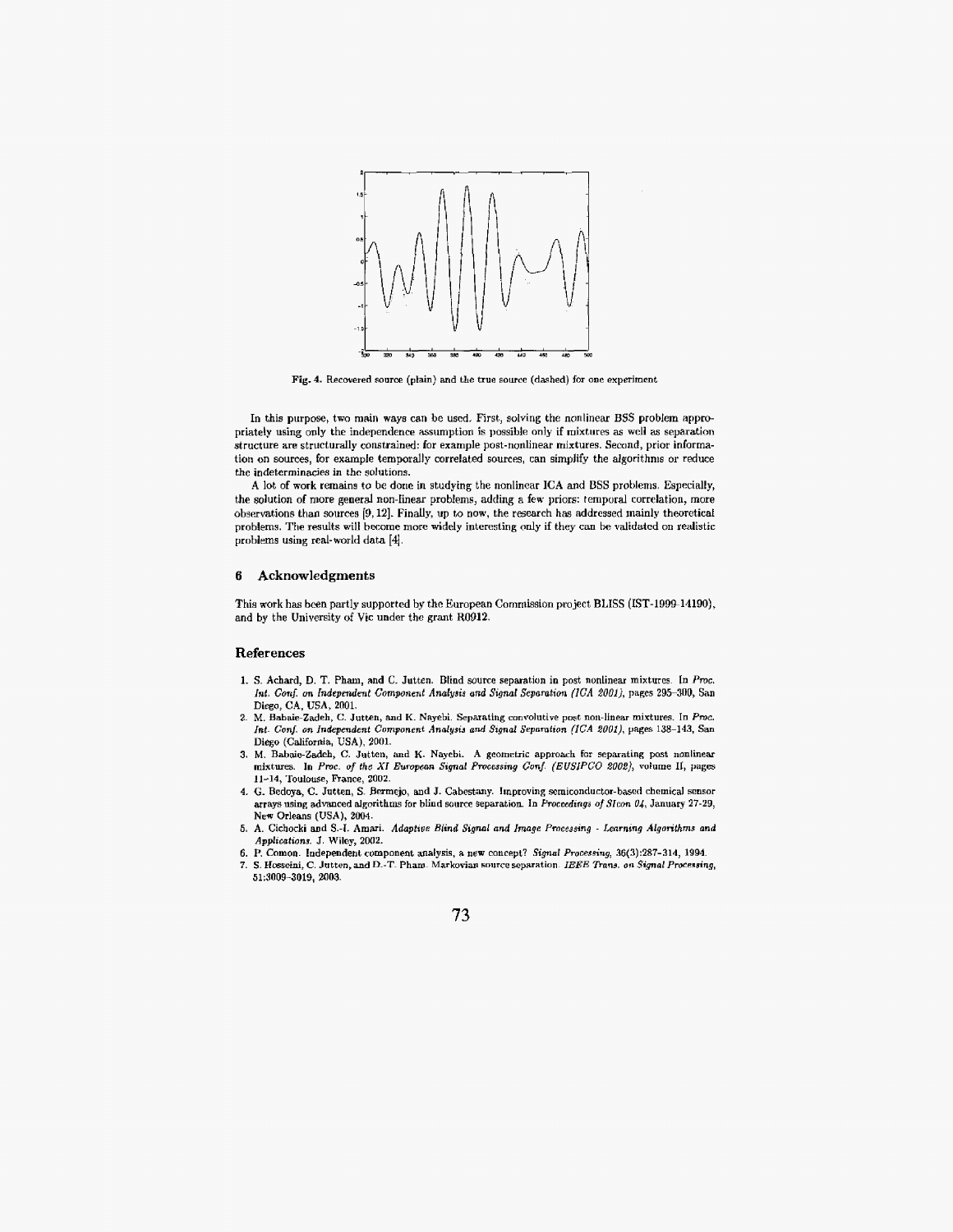Fig. 4. Recovered source (plain) and the true source (dashed) for one experiment

In this purpose, two main ways can be used. First, solving the nonlinear BSS problem appropriately using only the independence assumption is possible only if mixtures as well as separation structure are structurally constrained: for example post-nonlinear mixtures. Second, prior information on sources, for example temporally correlated sources, can simplify the algorithms or reduce the indeterminacies in the solutions.

A lot of work remains to be done in studying the nonlinear ICA and BSS problems. Especially, the solution of more general non-linear problems, adding a few priors: temporal correlation, more observations than sources [9, 12]. Finally, up to now, the research has addressed mainly theoretical problems. The results will become more widely interesting only if they can be validated on realistic problems using real-world data [4].

## 6 Acknowledgments

This work has been partly supported by the European Commission project BLISS (IST-1999-14190), and by the University of Vic under the grant R0912.

## References

1. S. Achard, D. T. Pham, and C. Jutten. Blind source separation in post nonlinear mixtures. In *Proc. Int. Conf. on Independent Component Analysis and Signal Separation (ICA 2001)*, pages 295–300, San Diego, CA, USA, 2001.
2. M. Babaie-Zadeh, C. Jutten, and K. Nayebi. Separating convolutive post non-linear mixtures. In *Proc. Int. Conf. on Independent Component Analysis and Signal Separation (ICA 2001)*, pages 138–143, San Diego (California, USA), 2001.
3. M. Babaie-Zadeh, C. Jutten, and K. Nayebi. A geometric approach for separating post nonlinear mixtures. In *Proc. of the XI European Signal Processing Conf. (EUSIPCO 2002)*, volume II, pages 11–14, Toulouse, France, 2002.
4. G. Bedoya, C. Jutten, S. Bermejo, and J. Cabestany. Improving semiconductor-based chemical sensor arrays using advanced algorithms for blind source separation. In *Proceedings of SIcon 04*, January 27-29, New Orleans (USA), 2004.
5. A. Cichocki and S.-I. Amari. *Adaptive Blind Signal and Image Processing - Learning Algorithms and Applications*. J. Wiley, 2002.
6. P. Comon. Independent component analysis, a new concept? *Signal Processing*, 36(3):287–314, 1994.
7. S. Hosseini, C. Jutten, and D.-T. Pham. Markovian source separation. *IEEE Trans. on Signal Processing*, 51:3009–3019, 2003.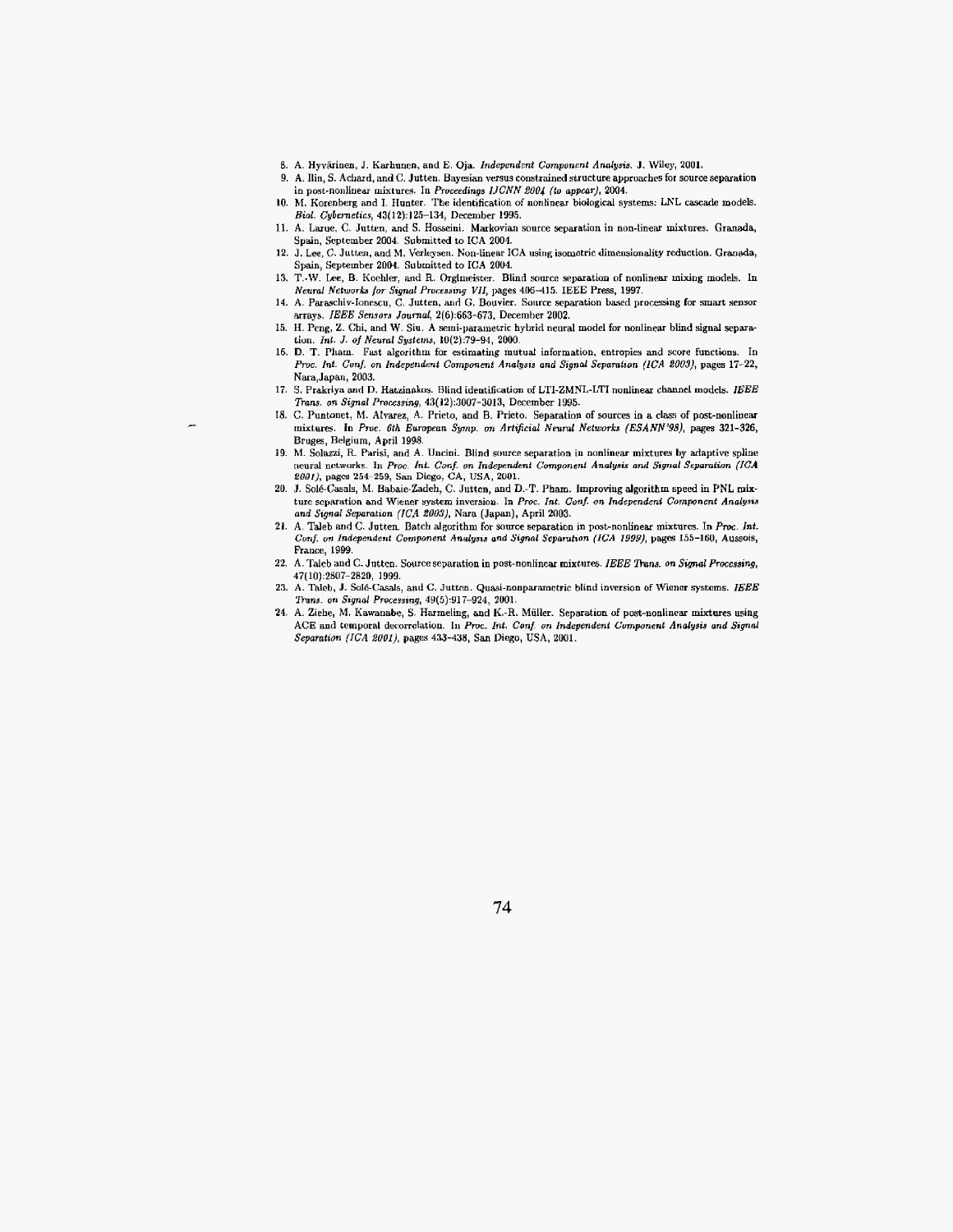8. A. Hyvärinen, J. Karhunen, and E. Oja. *Independent Component Analysis*. J. Wiley, 2001.
9. A. Ilin, S. Achard, and C. Jutten. Bayesian versus constrained structure approaches for source separation in post-nonlinear mixtures. In *Proceedings IJCNN 2004 (to appear)*, 2004.
10. M. Korenberg and I. Hunter. The identification of nonlinear biological systems: LNL cascade models. *Biol. Cybernetics*, 43(12):125–134, December 1995.
11. A. Larue, C. Jutten, and S. Hosseini. Markovian source separation in non-linear mixtures. Granada, Spain, September 2004. Submitted to ICA 2004.
12. J. Lee, C. Jutten, and M. Verleysen. Non-linear ICA using isometric dimensionality reduction. Granada, Spain, September 2004. Submitted to ICA 2004.
13. T.-W. Lee, B. Koehler, and R. Orglmeister. Blind source separation of nonlinear mixing models. In *Neural Networks for Signal Processing VII*, pages 406–415. IEEE Press, 1997.
14. A. Paraschiv-Ionescu, C. Jutten, and G. Bouvier. Source separation based processing for smart sensor arrays. *IEEE Sensors Journal*, 2(6):663–673, December 2002.
15. H. Peng, Z. Chi, and W. Siu. A semi-parametric hybrid neural model for nonlinear blind signal separation. *Int. J. of Neural Systems*, 10(2):79–94, 2000.
16. D. T. Pham. Fast algorithm for estimating mutual information, entropies and score functions. In *Proc. Int. Conf. on Independent Component Analysis and Signal Separation (ICA 2003)*, pages 17–22, Nara, Japan, 2003.
17. S. Prakriya and D. Hatzinakos. Blind identification of LTI-ZMNL-LTI nonlinear channel models. *IEEE Trans. on Signal Processing*, 43(12):3007–3013, December 1995.
18. C. Puntonet, M. Alvarez, A. Prieto, and B. Prieto. Separation of sources in a class of post-nonlinear mixtures. In *Proc. 6th European Symp. on Artificial Neural Networks (ESANN'98)*, pages 321–326, Bruges, Belgium, April 1998.
19. M. Solazzi, R. Parisi, and A. Uncini. Blind source separation in nonlinear mixtures by adaptive spline neural networks. In *Proc. Int. Conf. on Independent Component Analysis and Signal Separation (ICA 2001)*, pages 254–259, San Diego, CA, USA, 2001.
20. J. Solé-Casals, M. Babaie-Zadeh, C. Jutten, and D.-T. Pham. Improving algorithm speed in PNL mixture separation and Wiener system inversion. In *Proc. Int. Conf. on Independent Component Analysis and Signal Separation (ICA 2003)*, Nara (Japan), April 2003.
21. A. Taleb and C. Jutten. Batch algorithm for source separation in post-nonlinear mixtures. In *Proc. Int. Conf. on Independent Component Analysis and Signal Separation (ICA 1999)*, pages 155–160, Aussois, France, 1999.
22. A. Taleb and C. Jutten. Source separation in post-nonlinear mixtures. *IEEE Trans. on Signal Processing*, 47(10):2807–2820, 1999.
23. A. Taleb, J. Solé-Casals, and C. Jutten. Quasi-nonparametric blind inversion of Wiener systems. *IEEE Trans. on Signal Processing*, 49(5):917–924, 2001.
24. A. Ziehe, M. Kawanabe, S. Harmeling, and K.-R. Müller. Separation of post-nonlinear mixtures using ACE and temporal decorrelation. In *Proc. Int. Conf. on Independent Component Analysis and Signal Separation (ICA 2001)*, pages 433–438, San Diego, USA, 2001.